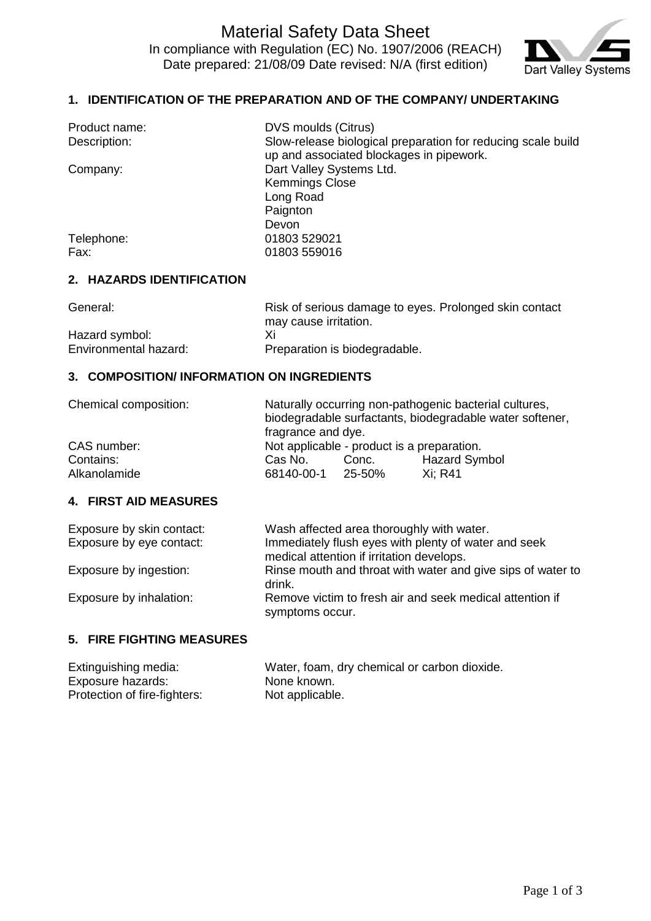# Material Safety Data Sheet

In compliance with Regulation (EC) No. 1907/2006 (REACH)
Date prepared: 21/08/09 Date revised: N/A (first edition)

Dart Valley Systems

## 1. IDENTIFICATION OF THE PREPARATION AND OF THE COMPANY/ UNDERTAKING

| | |
|---|---|
| Product name: | DVS moulds (Citrus) |
| Description: | Slow-release biological preparation for reducing scale build up and associated blockages in pipework. |
| Company: | Dart Valley Systems Ltd.<br>Kemmings Close<br>Long Road<br>Paignton<br>Devon |
| Telephone: | 01803 529021 |
| Fax: | 01803 559016 |

## 2. HAZARDS IDENTIFICATION

| | |
|---|---|
| General: | Risk of serious damage to eyes. Prolonged skin contact may cause irritation. |
| Hazard symbol: | Xi |
| Environmental hazard: | Preparation is biodegradable. |

## 3. COMPOSITION/ INFORMATION ON INGREDIENTS

Chemical composition: Naturally occurring non-pathogenic bacterial cultures, biodegradable surfactants, biodegradable water softener, fragrance and dye.

CAS number: Not applicable - product is a preparation.

| Contains: | Cas No. | Conc. | Hazard Symbol |
|---|---|---|---|
| Alkanolamide | 68140-00-1 | 25-50% | Xi; R41 |

## 4. FIRST AID MEASURES

| | |
|---|---|
| Exposure by skin contact: | Wash affected area thoroughly with water. |
| Exposure by eye contact: | Immediately flush eyes with plenty of water and seek medical attention if irritation develops. |
| Exposure by ingestion: | Rinse mouth and throat with water and give sips of water to drink. |
| Exposure by inhalation: | Remove victim to fresh air and seek medical attention if symptoms occur. |

## 5. FIRE FIGHTING MEASURES

| | |
|---|---|
| Extinguishing media: | Water, foam, dry chemical or carbon dioxide. |
| Exposure hazards: | None known. |
| Protection of fire-fighters: | Not applicable. |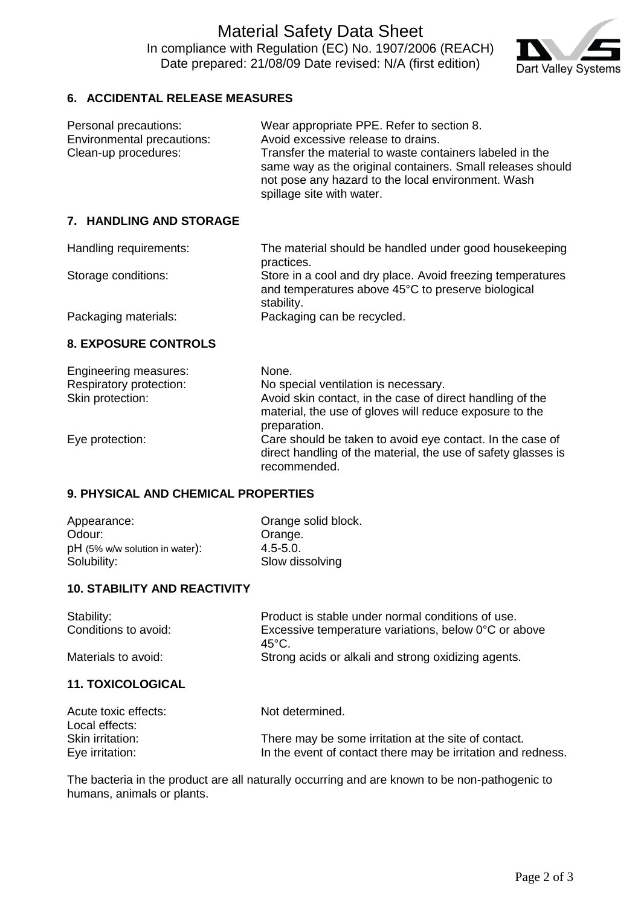# Material Safety Data Sheet

In compliance with Regulation (EC) No. 1907/2006 (REACH)
Date prepared: 21/08/09 Date revised: N/A (first edition)

## 6. ACCIDENTAL RELEASE MEASURES

| | |
|---|---|
| Personal precautions: | Wear appropriate PPE. Refer to section 8. |
| Environmental precautions: | Avoid excessive release to drains. |
| Clean-up procedures: | Transfer the material to waste containers labeled in the same way as the original containers. Small releases should not pose any hazard to the local environment. Wash spillage site with water. |

## 7. HANDLING AND STORAGE

| | |
|---|---|
| Handling requirements: | The material should be handled under good housekeeping practices. |
| Storage conditions: | Store in a cool and dry place. Avoid freezing temperatures and temperatures above 45°C to preserve biological stability. |
| Packaging materials: | Packaging can be recycled. |

## 8. EXPOSURE CONTROLS

| | |
|---|---|
| Engineering measures: | None. |
| Respiratory protection: | No special ventilation is necessary. |
| Skin protection: | Avoid skin contact, in the case of direct handling of the material, the use of gloves will reduce exposure to the preparation. |
| Eye protection: | Care should be taken to avoid eye contact. In the case of direct handling of the material, the use of safety glasses is recommended. |

## 9. PHYSICAL AND CHEMICAL PROPERTIES

| | |
|---|---|
| Appearance: | Orange solid block. |
| Odour: | Orange. |
| pH (5% w/w solution in water): | 4.5-5.0. |
| Solubility: | Slow dissolving |

## 10. STABILITY AND REACTIVITY

| | |
|---|---|
| Stability: | Product is stable under normal conditions of use. |
| Conditions to avoid: | Excessive temperature variations, below 0°C or above 45°C. |
| Materials to avoid: | Strong acids or alkali and strong oxidizing agents. |

## 11. TOXICOLOGICAL

| | |
|---|---|
| Acute toxic effects: | Not determined. |
| Local effects: | |
| Skin irritation: | There may be some irritation at the site of contact. |
| Eye irritation: | In the event of contact there may be irritation and redness. |

The bacteria in the product are all naturally occurring and are known to be non-pathogenic to humans, animals or plants.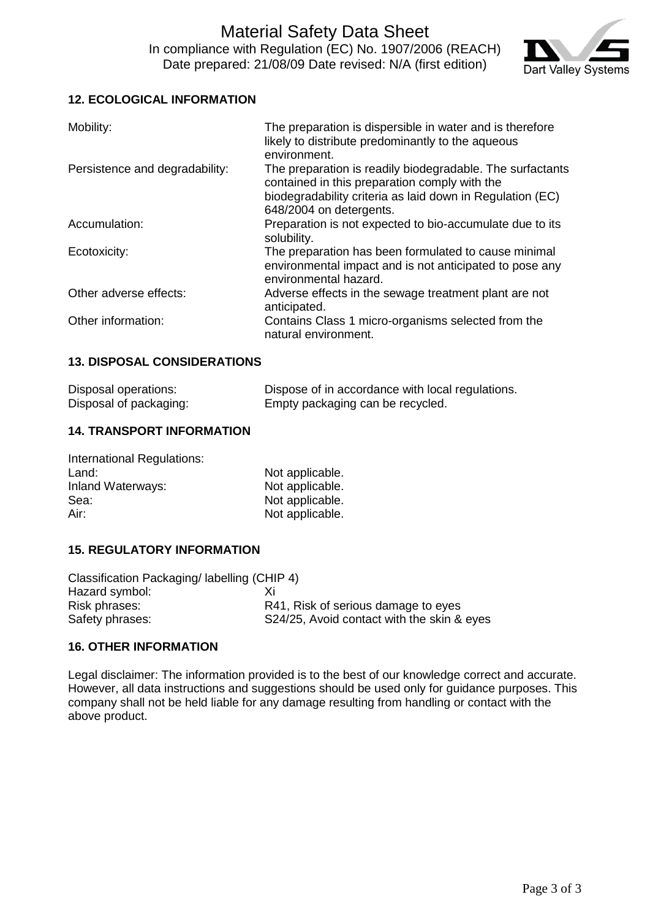## 12. ECOLOGICAL INFORMATION

| | |
|---|---|
| Mobility: | The preparation is dispersible in water and is therefore likely to distribute predominantly to the aqueous environment. |
| Persistence and degradability: | The preparation is readily biodegradable. The surfactants contained in this preparation comply with the biodegradability criteria as laid down in Regulation (EC) 648/2004 on detergents. |
| Accumulation: | Preparation is not expected to bio-accumulate due to its solubility. |
| Ecotoxicity: | The preparation has been formulated to cause minimal environmental impact and is not anticipated to pose any environmental hazard. |
| Other adverse effects: | Adverse effects in the sewage treatment plant are not anticipated. |
| Other information: | Contains Class 1 micro-organisms selected from the natural environment. |

## 13. DISPOSAL CONSIDERATIONS

| | |
|---|---|
| Disposal operations: | Dispose of in accordance with local regulations. |
| Disposal of packaging: | Empty packaging can be recycled. |

## 14. TRANSPORT INFORMATION

International Regulations:

| | |
|---|---|
| Land: | Not applicable. |
| Inland Waterways: | Not applicable. |
| Sea: | Not applicable. |
| Air: | Not applicable. |

## 15. REGULATORY INFORMATION

Classification Packaging/ labelling (CHIP 4)

| | |
|---|---|
| Hazard symbol: | Xi |
| Risk phrases: | R41, Risk of serious damage to eyes |
| Safety phrases: | S24/25, Avoid contact with the skin & eyes |

## 16. OTHER INFORMATION

Legal disclaimer: The information provided is to the best of our knowledge correct and accurate. However, all data instructions and suggestions should be used only for guidance purposes. This company shall not be held liable for any damage resulting from handling or contact with the above product.